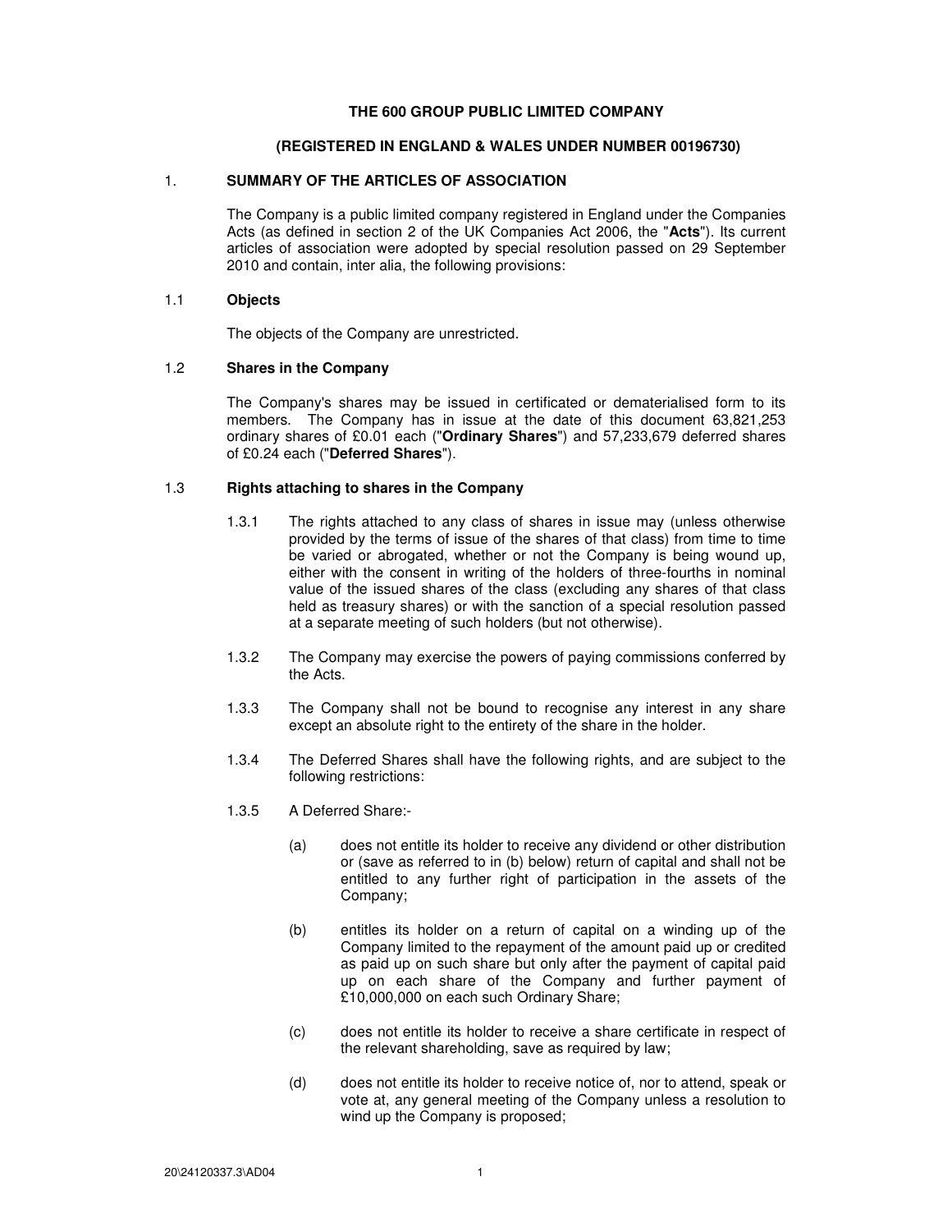# THE 600 GROUP PUBLIC LIMITED COMPANY

## (REGISTERED IN ENGLAND & WALES UNDER NUMBER 00196730)

## 1. SUMMARY OF THE ARTICLES OF ASSOCIATION

The Company is a public limited company registered in England under the Companies Acts (as defined in section 2 of the UK Companies Act 2006, the "**Acts**"). Its current articles of association were adopted by special resolution passed on 29 September 2010 and contain, inter alia, the following provisions:

### 1.1 Objects

The objects of the Company are unrestricted.

### 1.2 Shares in the Company

The Company's shares may be issued in certificated or dematerialised form to its members. The Company has in issue at the date of this document 63,821,253 ordinary shares of £0.01 each ("**Ordinary Shares**") and 57,233,679 deferred shares of £0.24 each ("**Deferred Shares**").

### 1.3 Rights attaching to shares in the Company

1.3.1 The rights attached to any class of shares in issue may (unless otherwise provided by the terms of issue of the shares of that class) from time to time be varied or abrogated, whether or not the Company is being wound up, either with the consent in writing of the holders of three-fourths in nominal value of the issued shares of the class (excluding any shares of that class held as treasury shares) or with the sanction of a special resolution passed at a separate meeting of such holders (but not otherwise).

1.3.2 The Company may exercise the powers of paying commissions conferred by the Acts.

1.3.3 The Company shall not be bound to recognise any interest in any share except an absolute right to the entirety of the share in the holder.

1.3.4 The Deferred Shares shall have the following rights, and are subject to the following restrictions:

1.3.5 A Deferred Share:-

(a) does not entitle its holder to receive any dividend or other distribution or (save as referred to in (b) below) return of capital and shall not be entitled to any further right of participation in the assets of the Company;

(b) entitles its holder on a return of capital on a winding up of the Company limited to the repayment of the amount paid up or credited as paid up on such share but only after the payment of capital paid up on each share of the Company and further payment of £10,000,000 on each such Ordinary Share;

(c) does not entitle its holder to receive a share certificate in respect of the relevant shareholding, save as required by law;

(d) does not entitle its holder to receive notice of, nor to attend, speak or vote at, any general meeting of the Company unless a resolution to wind up the Company is proposed;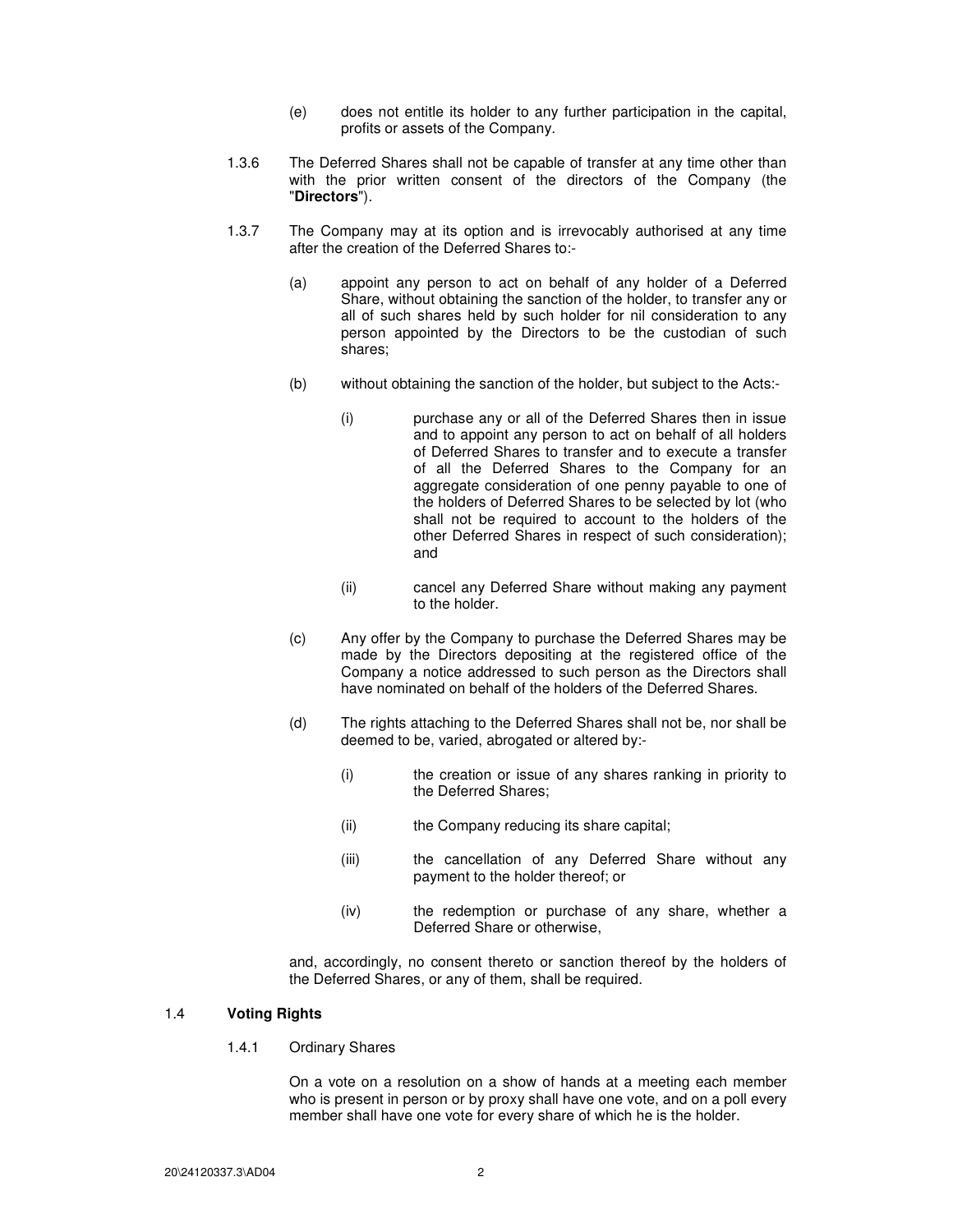(e) does not entitle its holder to any further participation in the capital, profits or assets of the Company.

1.3.6 The Deferred Shares shall not be capable of transfer at any time other than with the prior written consent of the directors of the Company (the "**Directors**").

1.3.7 The Company may at its option and is irrevocably authorised at any time after the creation of the Deferred Shares to:-

(a) appoint any person to act on behalf of any holder of a Deferred Share, without obtaining the sanction of the holder, to transfer any or all of such shares held by such holder for nil consideration to any person appointed by the Directors to be the custodian of such shares;

(b) without obtaining the sanction of the holder, but subject to the Acts:-

(i) purchase any or all of the Deferred Shares then in issue and to appoint any person to act on behalf of all holders of Deferred Shares to transfer and to execute a transfer of all the Deferred Shares to the Company for an aggregate consideration of one penny payable to one of the holders of Deferred Shares to be selected by lot (who shall not be required to account to the holders of the other Deferred Shares in respect of such consideration); and

(ii) cancel any Deferred Share without making any payment to the holder.

(c) Any offer by the Company to purchase the Deferred Shares may be made by the Directors depositing at the registered office of the Company a notice addressed to such person as the Directors shall have nominated on behalf of the holders of the Deferred Shares.

(d) The rights attaching to the Deferred Shares shall not be, nor shall be deemed to be, varied, abrogated or altered by:-

(i) the creation or issue of any shares ranking in priority to the Deferred Shares;

(ii) the Company reducing its share capital;

(iii) the cancellation of any Deferred Share without any payment to the holder thereof; or

(iv) the redemption or purchase of any share, whether a Deferred Share or otherwise,

and, accordingly, no consent thereto or sanction thereof by the holders of the Deferred Shares, or any of them, shall be required.

### 1.4 Voting Rights

1.4.1 Ordinary Shares

On a vote on a resolution on a show of hands at a meeting each member who is present in person or by proxy shall have one vote, and on a poll every member shall have one vote for every share of which he is the holder.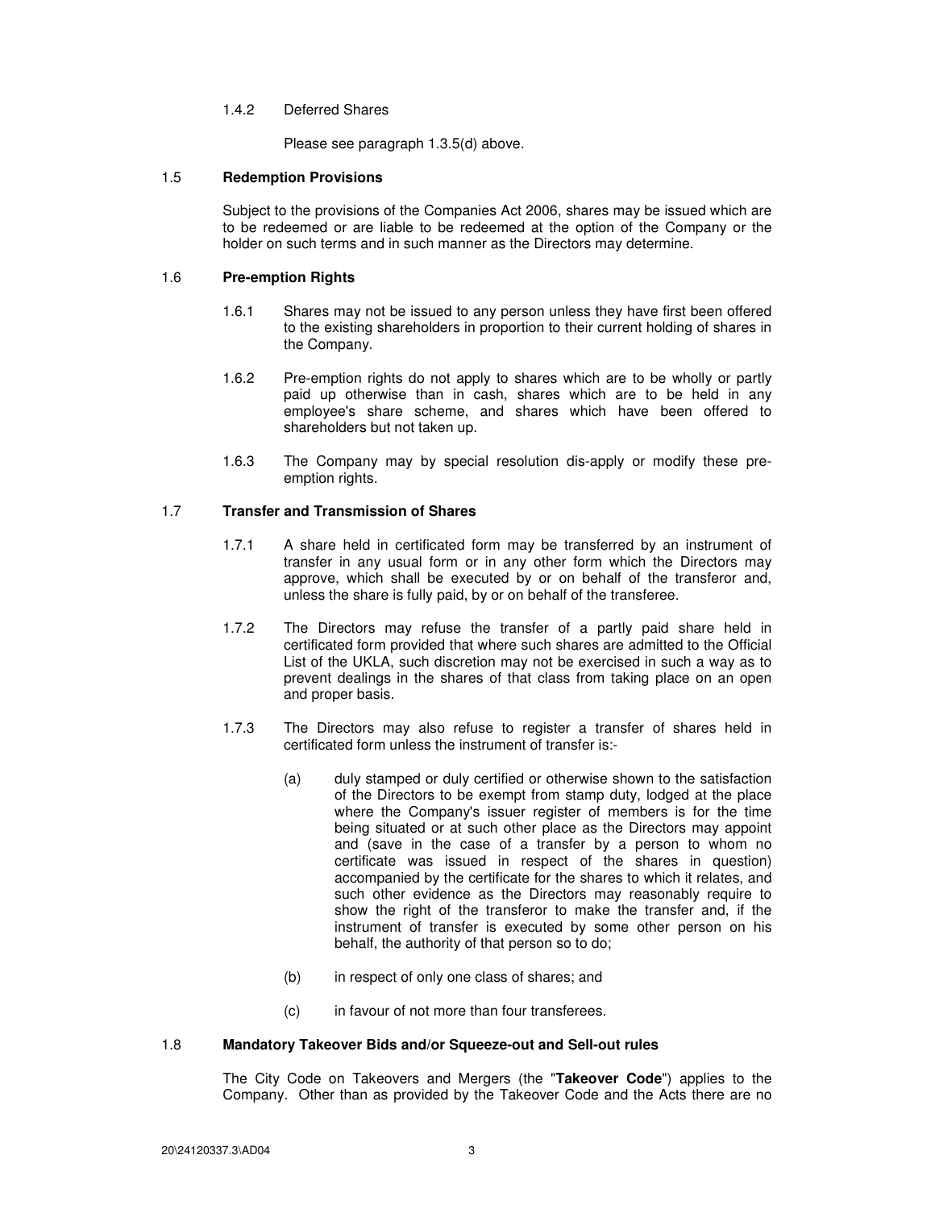1.4.2 Deferred Shares

Please see paragraph 1.3.5(d) above.

### 1.5 Redemption Provisions

Subject to the provisions of the Companies Act 2006, shares may be issued which are to be redeemed or are liable to be redeemed at the option of the Company or the holder on such terms and in such manner as the Directors may determine.

### 1.6 Pre-emption Rights

1.6.1 Shares may not be issued to any person unless they have first been offered to the existing shareholders in proportion to their current holding of shares in the Company.

1.6.2 Pre-emption rights do not apply to shares which are to be wholly or partly paid up otherwise than in cash, shares which are to be held in any employee's share scheme, and shares which have been offered to shareholders but not taken up.

1.6.3 The Company may by special resolution dis-apply or modify these pre-emption rights.

### 1.7 Transfer and Transmission of Shares

1.7.1 A share held in certificated form may be transferred by an instrument of transfer in any usual form or in any other form which the Directors may approve, which shall be executed by or on behalf of the transferor and, unless the share is fully paid, by or on behalf of the transferee.

1.7.2 The Directors may refuse the transfer of a partly paid share held in certificated form provided that where such shares are admitted to the Official List of the UKLA, such discretion may not be exercised in such a way as to prevent dealings in the shares of that class from taking place on an open and proper basis.

1.7.3 The Directors may also refuse to register a transfer of shares held in certificated form unless the instrument of transfer is:-

(a) duly stamped or duly certified or otherwise shown to the satisfaction of the Directors to be exempt from stamp duty, lodged at the place where the Company's issuer register of members is for the time being situated or at such other place as the Directors may appoint and (save in the case of a transfer by a person to whom no certificate was issued in respect of the shares in question) accompanied by the certificate for the shares to which it relates, and such other evidence as the Directors may reasonably require to show the right of the transferor to make the transfer and, if the instrument of transfer is executed by some other person on his behalf, the authority of that person so to do;

(b) in respect of only one class of shares; and

(c) in favour of not more than four transferees.

### 1.8 Mandatory Takeover Bids and/or Squeeze-out and Sell-out rules

The City Code on Takeovers and Mergers (the "**Takeover Code**") applies to the Company. Other than as provided by the Takeover Code and the Acts there are no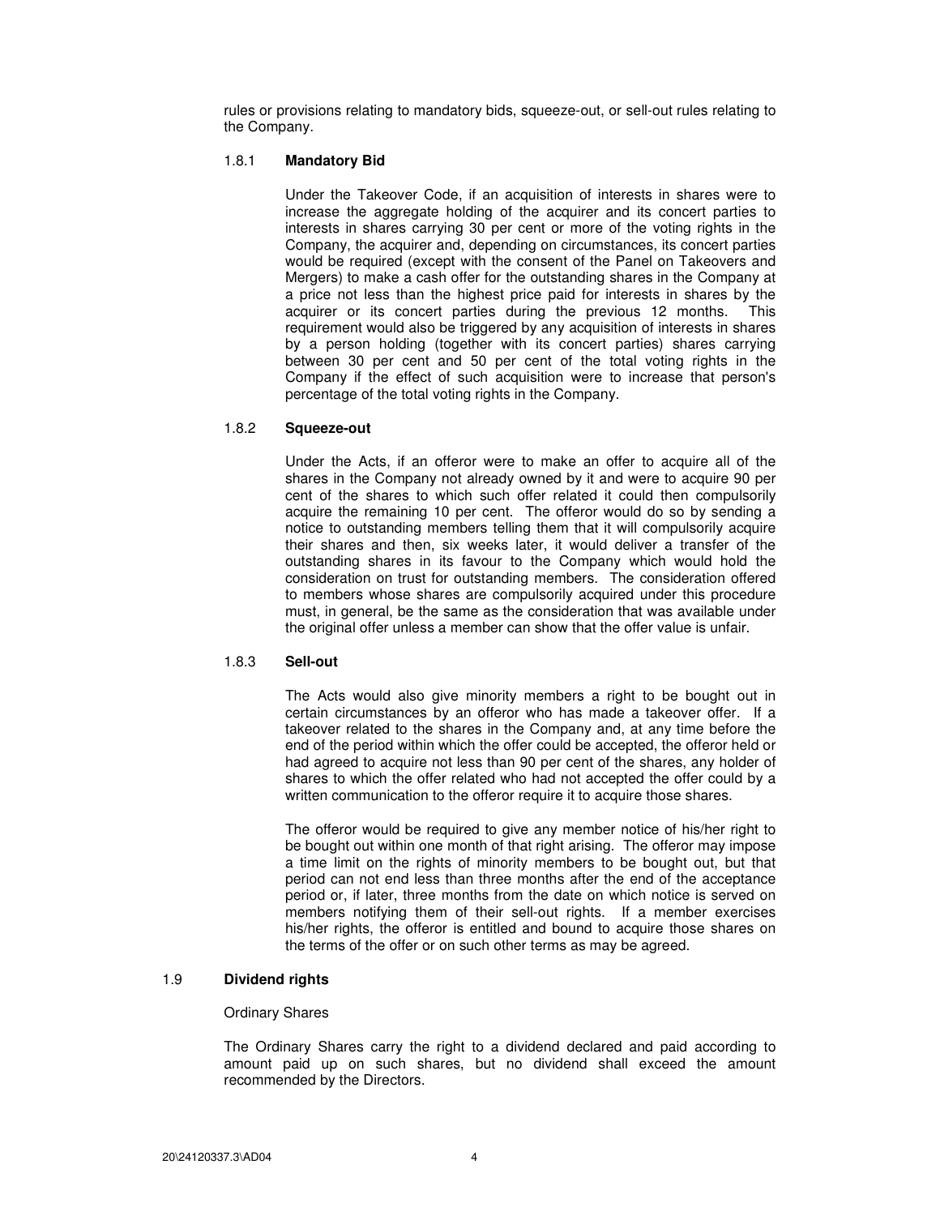rules or provisions relating to mandatory bids, squeeze-out, or sell-out rules relating to the Company.

#### 1.8.1 **Mandatory Bid**

Under the Takeover Code, if an acquisition of interests in shares were to increase the aggregate holding of the acquirer and its concert parties to interests in shares carrying 30 per cent or more of the voting rights in the Company, the acquirer and, depending on circumstances, its concert parties would be required (except with the consent of the Panel on Takeovers and Mergers) to make a cash offer for the outstanding shares in the Company at a price not less than the highest price paid for interests in shares by the acquirer or its concert parties during the previous 12 months. This requirement would also be triggered by any acquisition of interests in shares by a person holding (together with its concert parties) shares carrying between 30 per cent and 50 per cent of the total voting rights in the Company if the effect of such acquisition were to increase that person's percentage of the total voting rights in the Company.

#### 1.8.2 **Squeeze-out**

Under the Acts, if an offeror were to make an offer to acquire all of the shares in the Company not already owned by it and were to acquire 90 per cent of the shares to which such offer related it could then compulsorily acquire the remaining 10 per cent. The offeror would do so by sending a notice to outstanding members telling them that it will compulsorily acquire their shares and then, six weeks later, it would deliver a transfer of the outstanding shares in its favour to the Company which would hold the consideration on trust for outstanding members. The consideration offered to members whose shares are compulsorily acquired under this procedure must, in general, be the same as the consideration that was available under the original offer unless a member can show that the offer value is unfair.

#### 1.8.3 **Sell-out**

The Acts would also give minority members a right to be bought out in certain circumstances by an offeror who has made a takeover offer. If a takeover related to the shares in the Company and, at any time before the end of the period within which the offer could be accepted, the offeror held or had agreed to acquire not less than 90 per cent of the shares, any holder of shares to which the offer related who had not accepted the offer could by a written communication to the offeror require it to acquire those shares.

The offeror would be required to give any member notice of his/her right to be bought out within one month of that right arising. The offeror may impose a time limit on the rights of minority members to be bought out, but that period can not end less than three months after the end of the acceptance period or, if later, three months from the date on which notice is served on members notifying them of their sell-out rights. If a member exercises his/her rights, the offeror is entitled and bound to acquire those shares on the terms of the offer or on such other terms as may be agreed.

### 1.9 **Dividend rights**

Ordinary Shares

The Ordinary Shares carry the right to a dividend declared and paid according to amount paid up on such shares, but no dividend shall exceed the amount recommended by the Directors.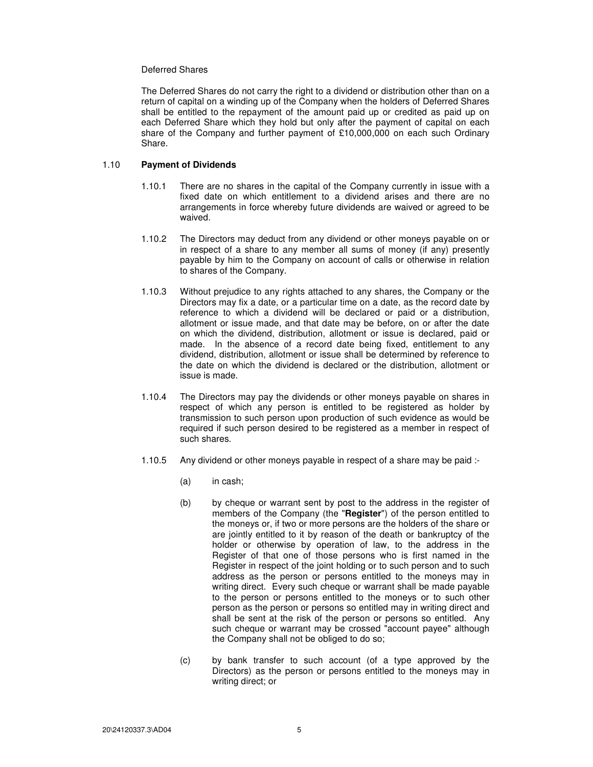Deferred Shares

The Deferred Shares do not carry the right to a dividend or distribution other than on a return of capital on a winding up of the Company when the holders of Deferred Shares shall be entitled to the repayment of the amount paid up or credited as paid up on each Deferred Share which they hold but only after the payment of capital on each share of the Company and further payment of £10,000,000 on each such Ordinary Share.

### 1.10 **Payment of Dividends**

1.10.1 There are no shares in the capital of the Company currently in issue with a fixed date on which entitlement to a dividend arises and there are no arrangements in force whereby future dividends are waived or agreed to be waived.

1.10.2 The Directors may deduct from any dividend or other moneys payable on or in respect of a share to any member all sums of money (if any) presently payable by him to the Company on account of calls or otherwise in relation to shares of the Company.

1.10.3 Without prejudice to any rights attached to any shares, the Company or the Directors may fix a date, or a particular time on a date, as the record date by reference to which a dividend will be declared or paid or a distribution, allotment or issue made, and that date may be before, on or after the date on which the dividend, distribution, allotment or issue is declared, paid or made. In the absence of a record date being fixed, entitlement to any dividend, distribution, allotment or issue shall be determined by reference to the date on which the dividend is declared or the distribution, allotment or issue is made.

1.10.4 The Directors may pay the dividends or other moneys payable on shares in respect of which any person is entitled to be registered as holder by transmission to such person upon production of such evidence as would be required if such person desired to be registered as a member in respect of such shares.

1.10.5 Any dividend or other moneys payable in respect of a share may be paid :-

(a) in cash;

(b) by cheque or warrant sent by post to the address in the register of members of the Company (the "**Register**") of the person entitled to the moneys or, if two or more persons are the holders of the share or are jointly entitled to it by reason of the death or bankruptcy of the holder or otherwise by operation of law, to the address in the Register of that one of those persons who is first named in the Register in respect of the joint holding or to such person and to such address as the person or persons entitled to the moneys may in writing direct. Every such cheque or warrant shall be made payable to the person or persons entitled to the moneys or to such other person as the person or persons so entitled may in writing direct and shall be sent at the risk of the person or persons so entitled. Any such cheque or warrant may be crossed "account payee" although the Company shall not be obliged to do so;

(c) by bank transfer to such account (of a type approved by the Directors) as the person or persons entitled to the moneys may in writing direct; or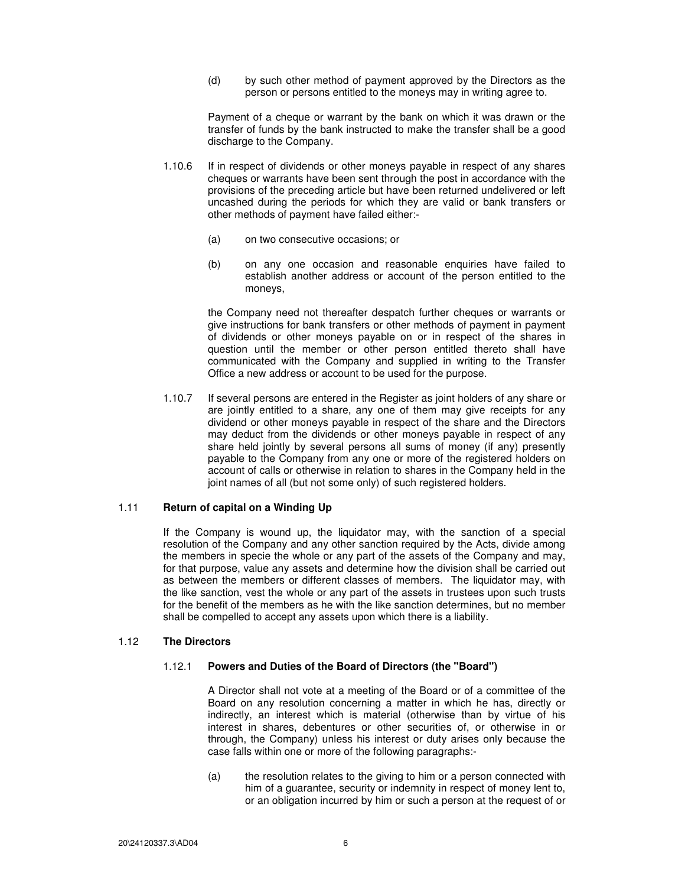(d) by such other method of payment approved by the Directors as the person or persons entitled to the moneys may in writing agree to.

Payment of a cheque or warrant by the bank on which it was drawn or the transfer of funds by the bank instructed to make the transfer shall be a good discharge to the Company.

1.10.6 If in respect of dividends or other moneys payable in respect of any shares cheques or warrants have been sent through the post in accordance with the provisions of the preceding article but have been returned undelivered or left uncashed during the periods for which they are valid or bank transfers or other methods of payment have failed either:-

(a) on two consecutive occasions; or

(b) on any one occasion and reasonable enquiries have failed to establish another address or account of the person entitled to the moneys,

the Company need not thereafter despatch further cheques or warrants or give instructions for bank transfers or other methods of payment in payment of dividends or other moneys payable on or in respect of the shares in question until the member or other person entitled thereto shall have communicated with the Company and supplied in writing to the Transfer Office a new address or account to be used for the purpose.

1.10.7 If several persons are entered in the Register as joint holders of any share or are jointly entitled to a share, any one of them may give receipts for any dividend or other moneys payable in respect of the share and the Directors may deduct from the dividends or other moneys payable in respect of any share held jointly by several persons all sums of money (if any) presently payable to the Company from any one or more of the registered holders on account of calls or otherwise in relation to shares in the Company held in the joint names of all (but not some only) of such registered holders.

## 1.11 Return of capital on a Winding Up

If the Company is wound up, the liquidator may, with the sanction of a special resolution of the Company and any other sanction required by the Acts, divide among the members in specie the whole or any part of the assets of the Company and may, for that purpose, value any assets and determine how the division shall be carried out as between the members or different classes of members. The liquidator may, with the like sanction, vest the whole or any part of the assets in trustees upon such trusts for the benefit of the members as he with the like sanction determines, but no member shall be compelled to accept any assets upon which there is a liability.

## 1.12 The Directors

### 1.12.1 Powers and Duties of the Board of Directors (the "Board")

A Director shall not vote at a meeting of the Board or of a committee of the Board on any resolution concerning a matter in which he has, directly or indirectly, an interest which is material (otherwise than by virtue of his interest in shares, debentures or other securities of, or otherwise in or through, the Company) unless his interest or duty arises only because the case falls within one or more of the following paragraphs:-

(a) the resolution relates to the giving to him or a person connected with him of a guarantee, security or indemnity in respect of money lent to, or an obligation incurred by him or such a person at the request of or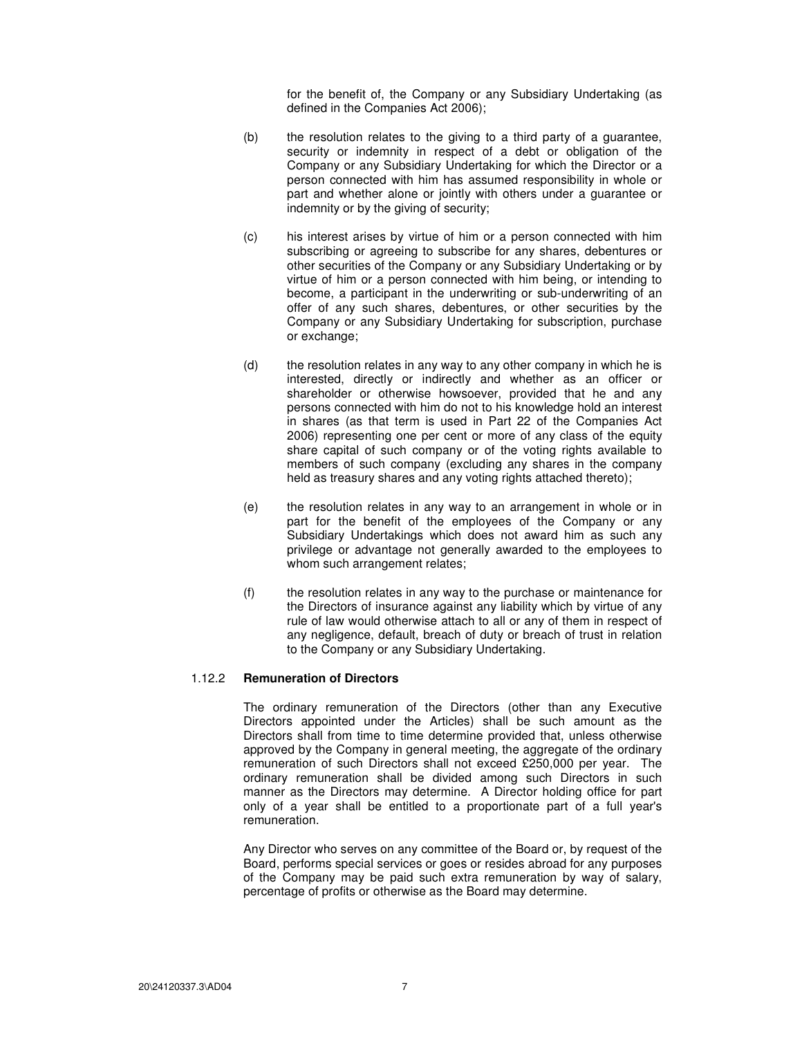for the benefit of, the Company or any Subsidiary Undertaking (as defined in the Companies Act 2006);

(b) the resolution relates to the giving to a third party of a guarantee, security or indemnity in respect of a debt or obligation of the Company or any Subsidiary Undertaking for which the Director or a person connected with him has assumed responsibility in whole or part and whether alone or jointly with others under a guarantee or indemnity or by the giving of security;

(c) his interest arises by virtue of him or a person connected with him subscribing or agreeing to subscribe for any shares, debentures or other securities of the Company or any Subsidiary Undertaking or by virtue of him or a person connected with him being, or intending to become, a participant in the underwriting or sub-underwriting of an offer of any such shares, debentures, or other securities by the Company or any Subsidiary Undertaking for subscription, purchase or exchange;

(d) the resolution relates in any way to any other company in which he is interested, directly or indirectly and whether as an officer or shareholder or otherwise howsoever, provided that he and any persons connected with him do not to his knowledge hold an interest in shares (as that term is used in Part 22 of the Companies Act 2006) representing one per cent or more of any class of the equity share capital of such company or of the voting rights available to members of such company (excluding any shares in the company held as treasury shares and any voting rights attached thereto);

(e) the resolution relates in any way to an arrangement in whole or in part for the benefit of the employees of the Company or any Subsidiary Undertakings which does not award him as such any privilege or advantage not generally awarded to the employees to whom such arrangement relates;

(f) the resolution relates in any way to the purchase or maintenance for the Directors of insurance against any liability which by virtue of any rule of law would otherwise attach to all or any of them in respect of any negligence, default, breach of duty or breach of trust in relation to the Company or any Subsidiary Undertaking.

### 1.12.2 Remuneration of Directors

The ordinary remuneration of the Directors (other than any Executive Directors appointed under the Articles) shall be such amount as the Directors shall from time to time determine provided that, unless otherwise approved by the Company in general meeting, the aggregate of the ordinary remuneration of such Directors shall not exceed £250,000 per year. The ordinary remuneration shall be divided among such Directors in such manner as the Directors may determine. A Director holding office for part only of a year shall be entitled to a proportionate part of a full year's remuneration.

Any Director who serves on any committee of the Board or, by request of the Board, performs special services or goes or resides abroad for any purposes of the Company may be paid such extra remuneration by way of salary, percentage of profits or otherwise as the Board may determine.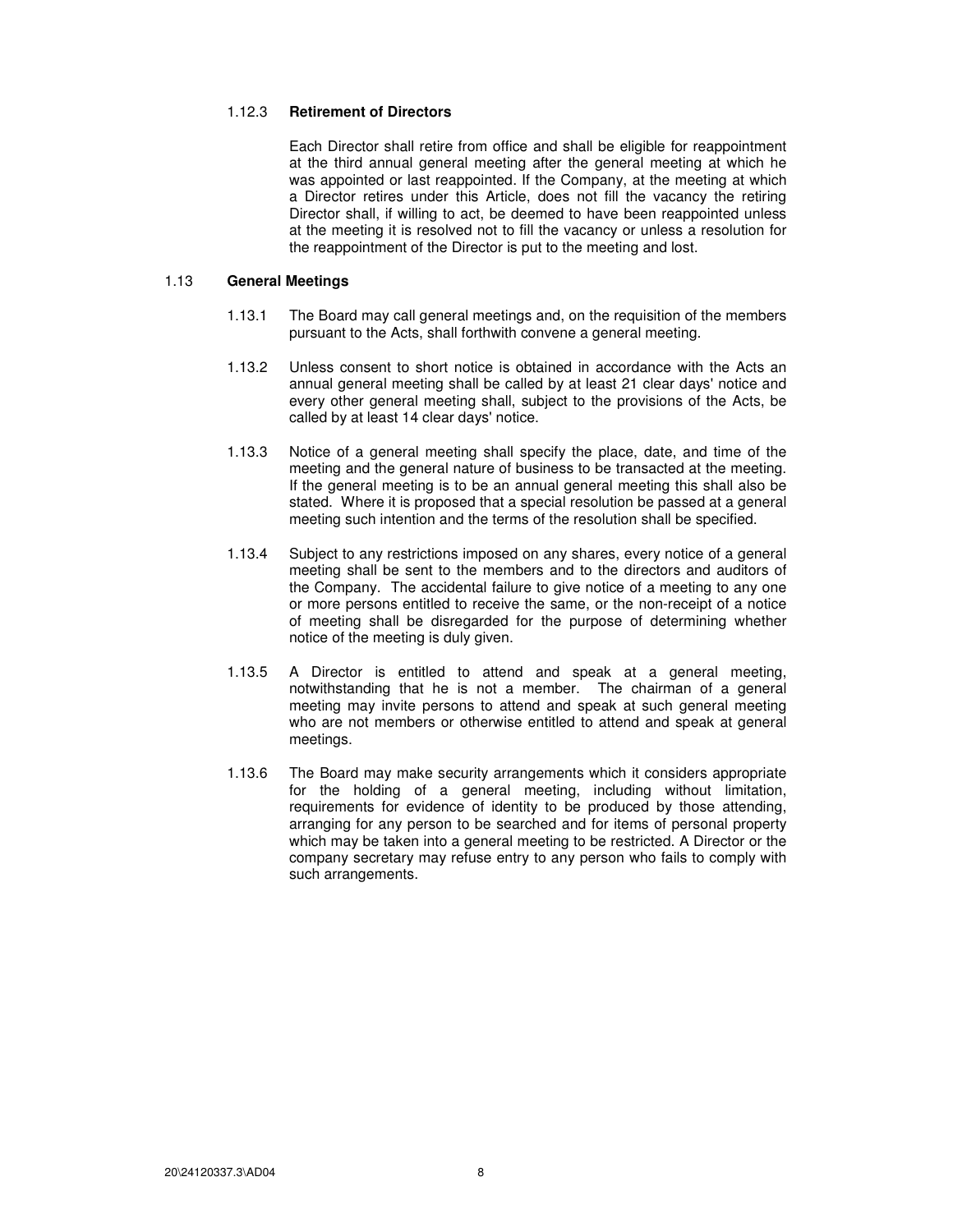### 1.12.3 **Retirement of Directors**

Each Director shall retire from office and shall be eligible for reappointment at the third annual general meeting after the general meeting at which he was appointed or last reappointed. If the Company, at the meeting at which a Director retires under this Article, does not fill the vacancy the retiring Director shall, if willing to act, be deemed to have been reappointed unless at the meeting it is resolved not to fill the vacancy or unless a resolution for the reappointment of the Director is put to the meeting and lost.

## 1.13 **General Meetings**

1.13.1 The Board may call general meetings and, on the requisition of the members pursuant to the Acts, shall forthwith convene a general meeting.

1.13.2 Unless consent to short notice is obtained in accordance with the Acts an annual general meeting shall be called by at least 21 clear days' notice and every other general meeting shall, subject to the provisions of the Acts, be called by at least 14 clear days' notice.

1.13.3 Notice of a general meeting shall specify the place, date, and time of the meeting and the general nature of business to be transacted at the meeting. If the general meeting is to be an annual general meeting this shall also be stated. Where it is proposed that a special resolution be passed at a general meeting such intention and the terms of the resolution shall be specified.

1.13.4 Subject to any restrictions imposed on any shares, every notice of a general meeting shall be sent to the members and to the directors and auditors of the Company. The accidental failure to give notice of a meeting to any one or more persons entitled to receive the same, or the non-receipt of a notice of meeting shall be disregarded for the purpose of determining whether notice of the meeting is duly given.

1.13.5 A Director is entitled to attend and speak at a general meeting, notwithstanding that he is not a member. The chairman of a general meeting may invite persons to attend and speak at such general meeting who are not members or otherwise entitled to attend and speak at general meetings.

1.13.6 The Board may make security arrangements which it considers appropriate for the holding of a general meeting, including without limitation, requirements for evidence of identity to be produced by those attending, arranging for any person to be searched and for items of personal property which may be taken into a general meeting to be restricted. A Director or the company secretary may refuse entry to any person who fails to comply with such arrangements.

20\24120337.3\AD04